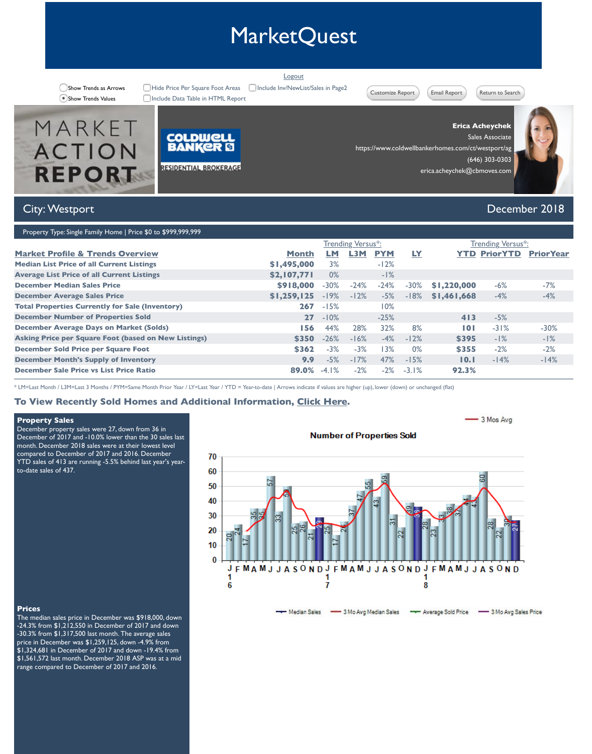# MarketQuest

Logout

Show Trends as Arrows
Show Trends Values
Hide Price Per Square Foot Areas
Include Data Table in HTML Report
Include Inv/NewList/Sales in Page2

Customize Report | Email Report | Return to Search

MARKET ACTION REPORT

COLDWELL BANKER RESIDENTIAL BROKERAGE

**Erica Acheychek**
Sales Associate
https://www.coldwellbankerhomes.com/ct/westport/ag
(646) 303-0303
erica.acheychek@cbmoves.com

## City: Westport — December 2018

Property Type: Single Family Home | Price $0 to $999,999,999

| Market Profile & Trends Overview | Month | LM | L3M | PYM | LY | YTD | PriorYTD | PriorYear |
|---|---|---|---|---|---|---|---|---|
| | | Trending Versus*: | | | | | Trending Versus*: | |
| Median List Price of all Current Listings | $1,495,000 | 3% | | -12% | | | | |
| Average List Price of all Current Listings | $2,107,771 | 0% | | -1% | | | | |
| December Median Sales Price | $918,000 | -30% | -24% | -24% | -30% | $1,220,000 | -6% | -7% |
| December Average Sales Price | $1,259,125 | -19% | -12% | -5% | -18% | $1,461,668 | -4% | -4% |
| Total Properties Currently for Sale (Inventory) | 267 | -15% | | 10% | | | | |
| December Number of Properties Sold | 27 | -10% | | -25% | | 413 | -5% | |
| December Average Days on Market (Solds) | 156 | 44% | 28% | 32% | 8% | 101 | -31% | -30% |
| Asking Price per Square Foot (based on New Listings) | $350 | -26% | -16% | -4% | -12% | $395 | -1% | -1% |
| December Sold Price per Square Foot | $362 | -3% | -3% | 13% | 0% | $355 | -2% | -2% |
| December Month's Supply of Inventory | 9.9 | -5% | -17% | 47% | -15% | 10.1 | -14% | -14% |
| December Sale Price vs List Price Ratio | 89.0% | -4.1% | -2% | -2% | -3.1% | 92.3% | | |

* LM=Last Month / L3M=Last 3 Months / PYM=Same Month Prior Year / LY=Last Year / YTD = Year-to-date | Arrows indicate if values are higher (up), lower (down) or unchanged (flat)

### To View Recently Sold Homes and Additional Information, Click Here.

**Property Sales**

December property sales were 27, down from 36 in December of 2017 and -10.0% lower than the 30 sales last month. December 2018 sales were at their lowest level compared to December of 2017 and 2016. December YTD sales of 413 are running -5.5% behind last year's year-to-date sales of 437.

**Prices**

The median sales price in December was $918,000, down -24.3% from $1,212,550 in December of 2017 and down -30.3% from $1,317,500 last month. The average sales price in December was $1,259,125, down -4.9% from $1,324,681 in December of 2017 and down -19.4% from $1,561,572 last month. December 2018 ASP was at a mid range compared to December of 2017 and 2016.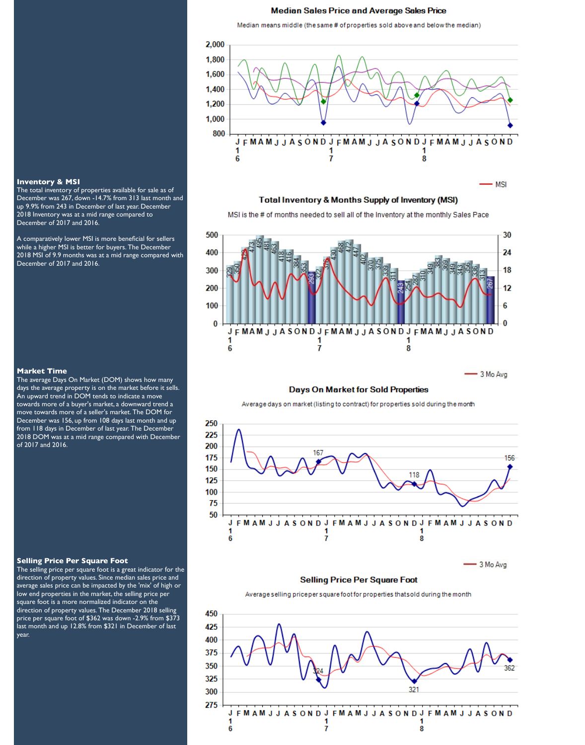## Median Sales Price and Average Sales Price

Median means middle (the same # of properties sold above and below the median)

### Inventory & MSI

The total inventory of properties available for sale as of December was 267, down -14.7% from 313 last month and up 9.9% from 243 in December of last year. December 2018 Inventory was at a mid range compared to December of 2017 and 2016.

A comparatively lower MSI is more beneficial for sellers while a higher MSI is better for buyers. The December 2018 MSI of 9.9 months was at a mid range compared with December of 2017 and 2016.

## Total Inventory & Months Supply of Inventory (MSI)

MSI is the # of months needed to sell all of the Inventory at the monthly Sales Pace

### Market Time

The average Days On Market (DOM) shows how many days the average property is on the market before it sells. An upward trend in DOM tends to indicate a move towards more of a buyer's market, a downward trend a move towards more of a seller's market. The DOM for December was 156, up from 108 days last month and up from 118 days in December of last year. The December 2018 DOM was at a mid range compared with December of 2017 and 2016.

## Days On Market for Sold Properties

Average days on market (listing to contract) for properties sold during the month

### Selling Price Per Square Foot

The selling price per square foot is a great indicator for the direction of property values. Since median sales price and average sales price can be impacted by the 'mix' of high or low end properties in the market, the selling price per square foot is a more normalized indicator on the direction of property values. The December 2018 selling price per square foot of $362 was down -2.9% from $373 last month and up 12.8% from $321 in December of last year.

## Selling Price Per Square Foot

Average selling price per square foot for properties that sold during the month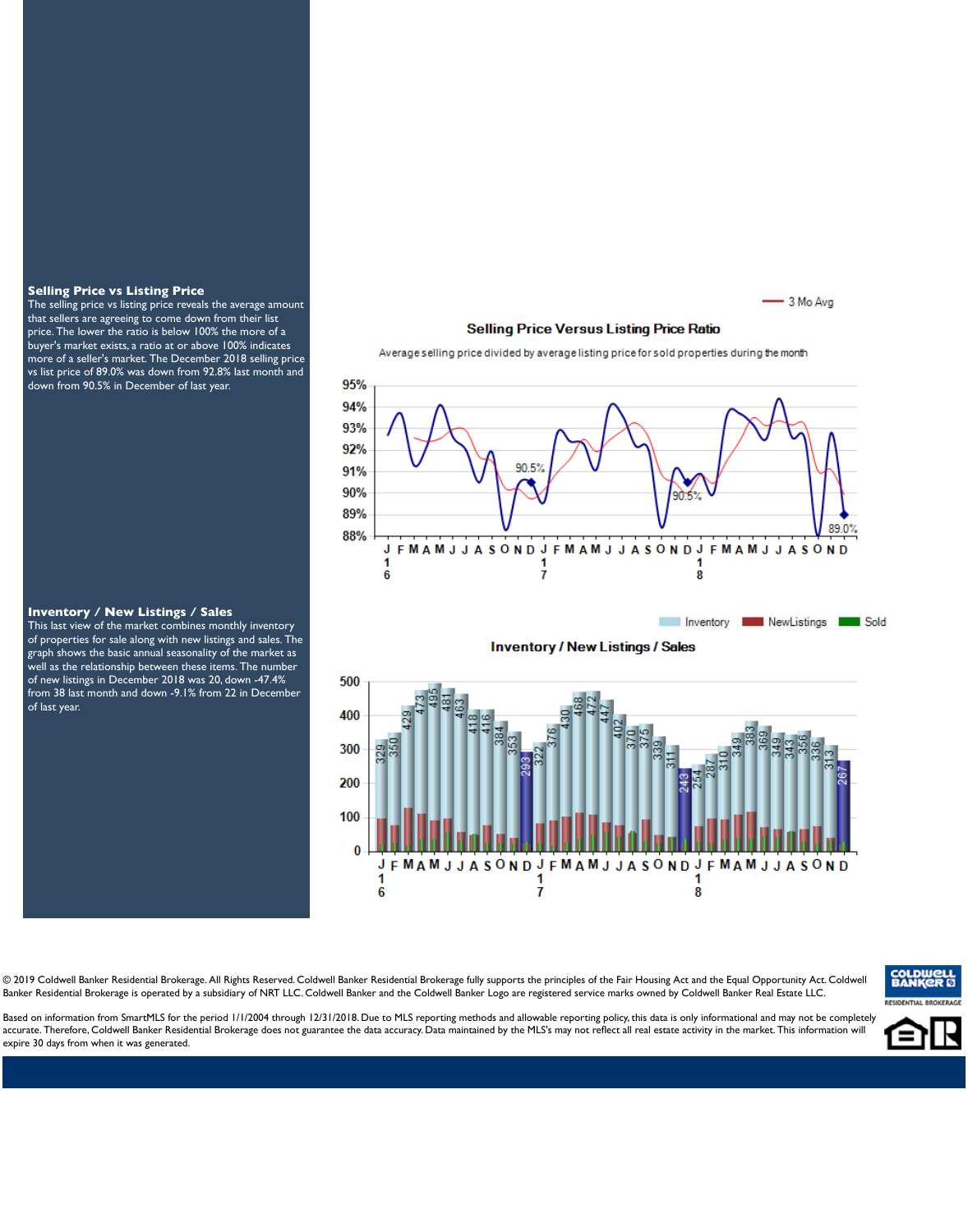**Selling Price vs Listing Price**

The selling price vs listing price reveals the average amount that sellers are agreeing to come down from their list price. The lower the ratio is below 100% the more of a buyer's market exists, a ratio at or above 100% indicates more of a seller's market. The December 2018 selling price vs list price of 89.0% was down from 92.8% last month and down from 90.5% in December of last year.

3 Mo Avg

Selling Price Versus Listing Price Ratio

Average selling price divided by average listing price for sold properties during the month

95%
94%
93%
92%
91%
90%
89%
88%

90.5%
90.5%
89.0%

J 16 F M A M J J A S O N D J 17 F M A M J J A S O N D J 18 F M A M J J A S O N D

**Inventory / New Listings / Sales**

This last view of the market combines monthly inventory of properties for sale along with new listings and sales. The graph shows the basic annual seasonality of the market as well as the relationship between these items. The number of new listings in December 2018 was 20, down -47.4% from 38 last month and down -9.1% from 22 in December of last year.

Inventory NewListings Sold

Inventory / New Listings / Sales

500
400
300
200
100
0

329 350 429 473 495 481 463 418 416 384 353 293 322 376 430 468 472 447 402 370 375 339 311 243 254 287 310 349 383 369 349 343 356 336 313 267

J 16 F M A M J J A S O N D J 17 F M A M J J A S O N D J 18 F M A M J J A S O N D

© 2019 Coldwell Banker Residential Brokerage. All Rights Reserved. Coldwell Banker Residential Brokerage fully supports the principles of the Fair Housing Act and the Equal Opportunity Act. Coldwell Banker Residential Brokerage is operated by a subsidiary of NRT LLC. Coldwell Banker and the Coldwell Banker Logo are registered service marks owned by Coldwell Banker Real Estate LLC.

Based on information from SmartMLS for the period 1/1/2004 through 12/31/2018. Due to MLS reporting methods and allowable reporting policy, this data is only informational and may not be completely accurate. Therefore, Coldwell Banker Residential Brokerage does not guarantee the data accuracy. Data maintained by the MLS's may not reflect all real estate activity in the market. This information will expire 30 days from when it was generated.